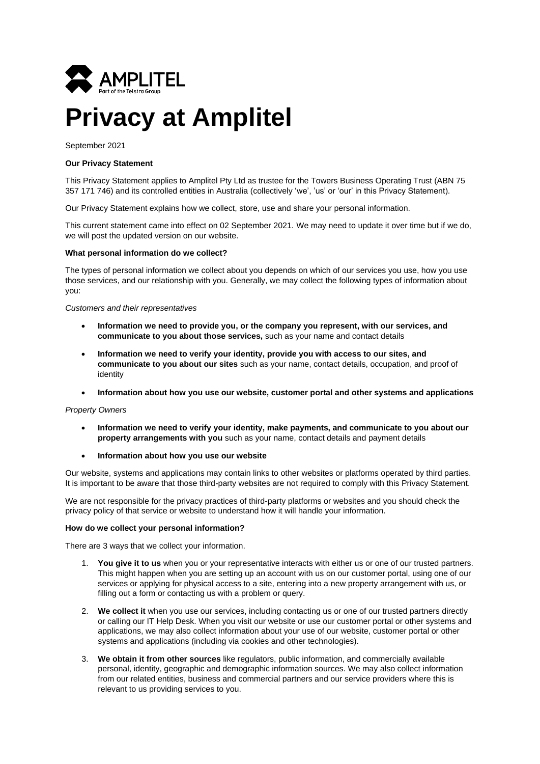AMPLITEL
Part of the Telstra Group

# Privacy at Amplitel

September 2021

**Our Privacy Statement**

This Privacy Statement applies to Amplitel Pty Ltd as trustee for the Towers Business Operating Trust (ABN 75 357 171 746) and its controlled entities in Australia (collectively 'we', 'us' or 'our' in this Privacy Statement).

Our Privacy Statement explains how we collect, store, use and share your personal information.

This current statement came into effect on 02 September 2021. We may need to update it over time but if we do, we will post the updated version on our website.

**What personal information do we collect?**

The types of personal information we collect about you depends on which of our services you use, how you use those services, and our relationship with you. Generally, we may collect the following types of information about you:

*Customers and their representatives*

- **Information we need to provide you, or the company you represent, with our services, and communicate to you about those services,** such as your name and contact details
- **Information we need to verify your identity, provide you with access to our sites, and communicate to you about our sites** such as your name, contact details, occupation, and proof of identity
- **Information about how you use our website, customer portal and other systems and applications**

*Property Owners*

- **Information we need to verify your identity, make payments, and communicate to you about our property arrangements with you** such as your name, contact details and payment details
- **Information about how you use our website**

Our website, systems and applications may contain links to other websites or platforms operated by third parties. It is important to be aware that those third-party websites are not required to comply with this Privacy Statement.

We are not responsible for the privacy practices of third-party platforms or websites and you should check the privacy policy of that service or website to understand how it will handle your information.

**How do we collect your personal information?**

There are 3 ways that we collect your information.

1. **You give it to us** when you or your representative interacts with either us or one of our trusted partners. This might happen when you are setting up an account with us on our customer portal, using one of our services or applying for physical access to a site, entering into a new property arrangement with us, or filling out a form or contacting us with a problem or query.
2. **We collect it** when you use our services, including contacting us or one of our trusted partners directly or calling our IT Help Desk. When you visit our website or use our customer portal or other systems and applications, we may also collect information about your use of our website, customer portal or other systems and applications (including via cookies and other technologies).
3. **We obtain it from other sources** like regulators, public information, and commercially available personal, identity, geographic and demographic information sources. We may also collect information from our related entities, business and commercial partners and our service providers where this is relevant to us providing services to you.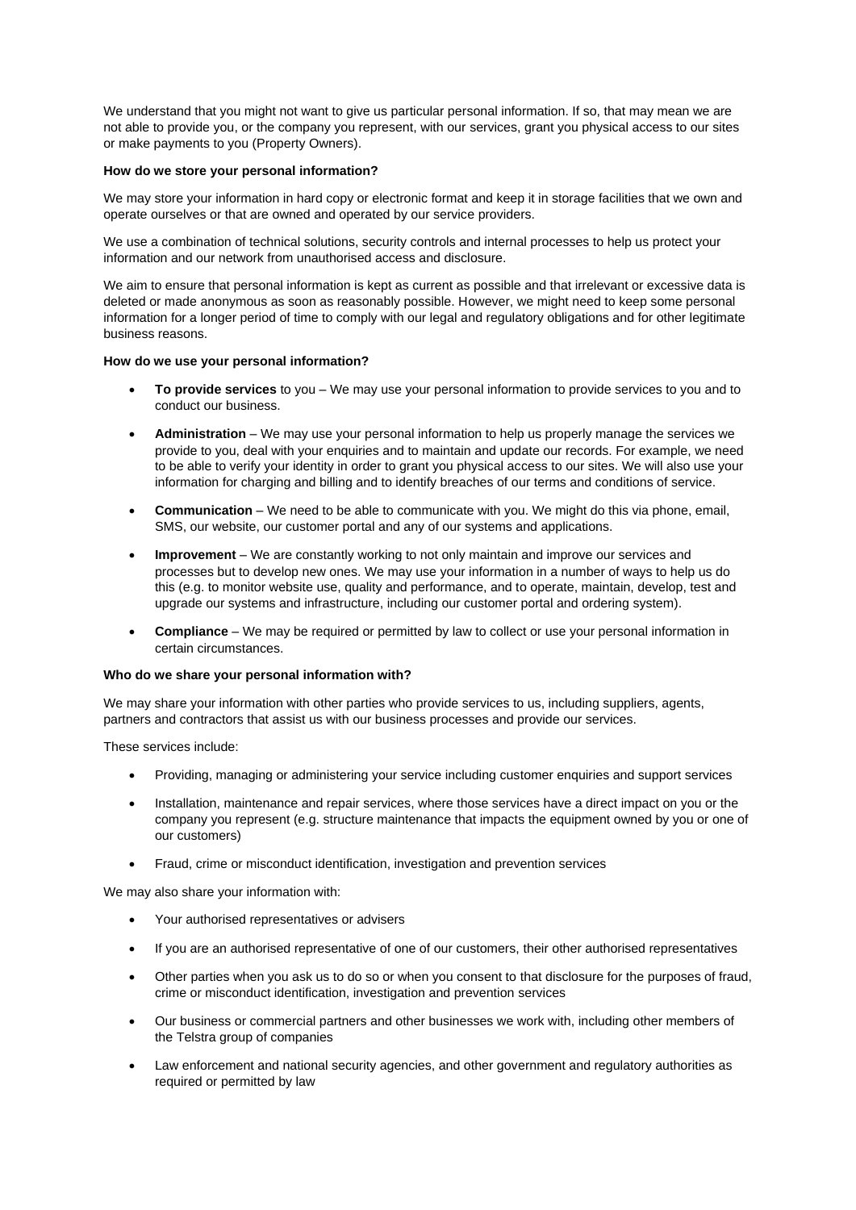We understand that you might not want to give us particular personal information. If so, that may mean we are not able to provide you, or the company you represent, with our services, grant you physical access to our sites or make payments to you (Property Owners).

**How do we store your personal information?**

We may store your information in hard copy or electronic format and keep it in storage facilities that we own and operate ourselves or that are owned and operated by our service providers.

We use a combination of technical solutions, security controls and internal processes to help us protect your information and our network from unauthorised access and disclosure.

We aim to ensure that personal information is kept as current as possible and that irrelevant or excessive data is deleted or made anonymous as soon as reasonably possible. However, we might need to keep some personal information for a longer period of time to comply with our legal and regulatory obligations and for other legitimate business reasons.

**How do we use your personal information?**

- **To provide services** to you – We may use your personal information to provide services to you and to conduct our business.
- **Administration** – We may use your personal information to help us properly manage the services we provide to you, deal with your enquiries and to maintain and update our records. For example, we need to be able to verify your identity in order to grant you physical access to our sites. We will also use your information for charging and billing and to identify breaches of our terms and conditions of service.
- **Communication** – We need to be able to communicate with you. We might do this via phone, email, SMS, our website, our customer portal and any of our systems and applications.
- **Improvement** – We are constantly working to not only maintain and improve our services and processes but to develop new ones. We may use your information in a number of ways to help us do this (e.g. to monitor website use, quality and performance, and to operate, maintain, develop, test and upgrade our systems and infrastructure, including our customer portal and ordering system).
- **Compliance** – We may be required or permitted by law to collect or use your personal information in certain circumstances.

**Who do we share your personal information with?**

We may share your information with other parties who provide services to us, including suppliers, agents, partners and contractors that assist us with our business processes and provide our services.

These services include:

- Providing, managing or administering your service including customer enquiries and support services
- Installation, maintenance and repair services, where those services have a direct impact on you or the company you represent (e.g. structure maintenance that impacts the equipment owned by you or one of our customers)
- Fraud, crime or misconduct identification, investigation and prevention services

We may also share your information with:

- Your authorised representatives or advisers
- If you are an authorised representative of one of our customers, their other authorised representatives
- Other parties when you ask us to do so or when you consent to that disclosure for the purposes of fraud, crime or misconduct identification, investigation and prevention services
- Our business or commercial partners and other businesses we work with, including other members of the Telstra group of companies
- Law enforcement and national security agencies, and other government and regulatory authorities as required or permitted by law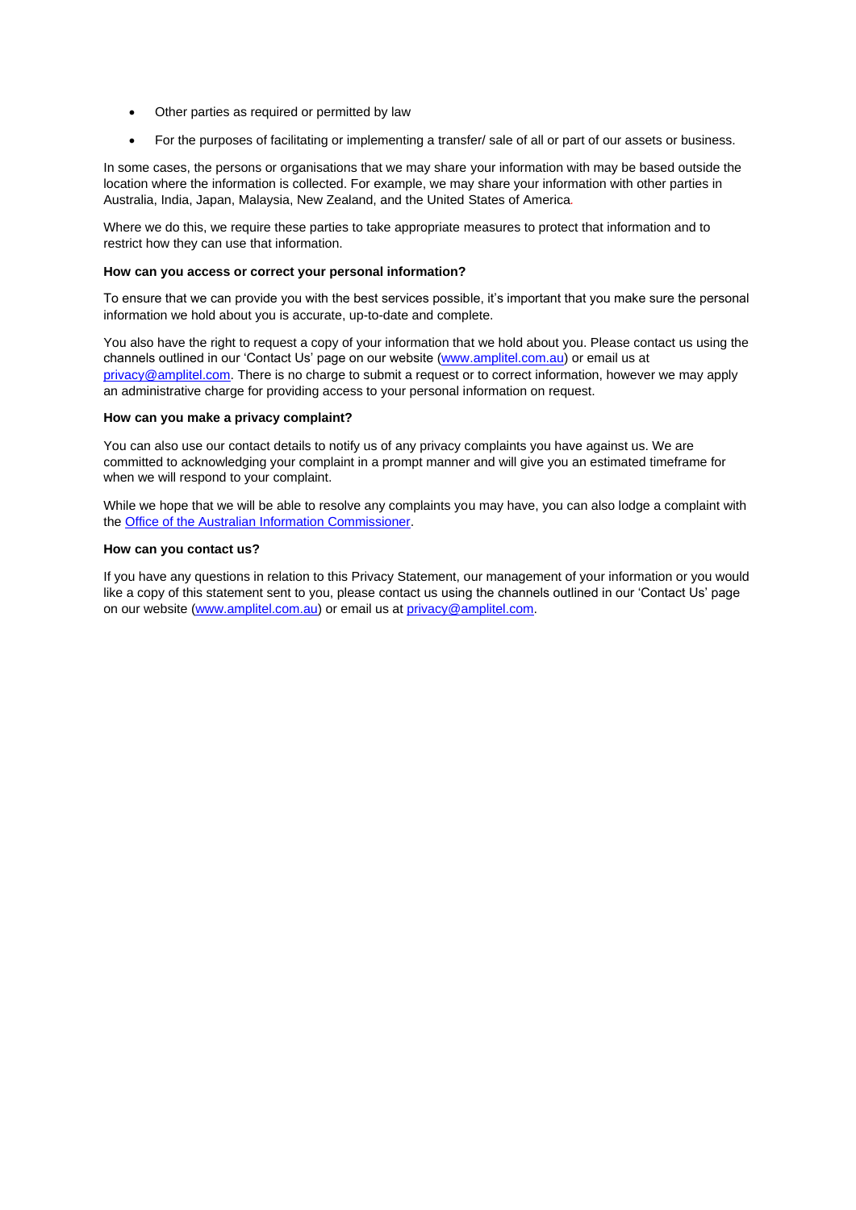- Other parties as required or permitted by law
- For the purposes of facilitating or implementing a transfer/ sale of all or part of our assets or business.

In some cases, the persons or organisations that we may share your information with may be based outside the location where the information is collected. For example, we may share your information with other parties in Australia, India, Japan, Malaysia, New Zealand, and the United States of America.

Where we do this, we require these parties to take appropriate measures to protect that information and to restrict how they can use that information.

**How can you access or correct your personal information?**

To ensure that we can provide you with the best services possible, it's important that you make sure the personal information we hold about you is accurate, up-to-date and complete.

You also have the right to request a copy of your information that we hold about you. Please contact us using the channels outlined in our 'Contact Us' page on our website (www.amplitel.com.au) or email us at privacy@amplitel.com. There is no charge to submit a request or to correct information, however we may apply an administrative charge for providing access to your personal information on request.

**How can you make a privacy complaint?**

You can also use our contact details to notify us of any privacy complaints you have against us. We are committed to acknowledging your complaint in a prompt manner and will give you an estimated timeframe for when we will respond to your complaint.

While we hope that we will be able to resolve any complaints you may have, you can also lodge a complaint with the Office of the Australian Information Commissioner.

**How can you contact us?**

If you have any questions in relation to this Privacy Statement, our management of your information or you would like a copy of this statement sent to you, please contact us using the channels outlined in our 'Contact Us' page on our website (www.amplitel.com.au) or email us at privacy@amplitel.com.